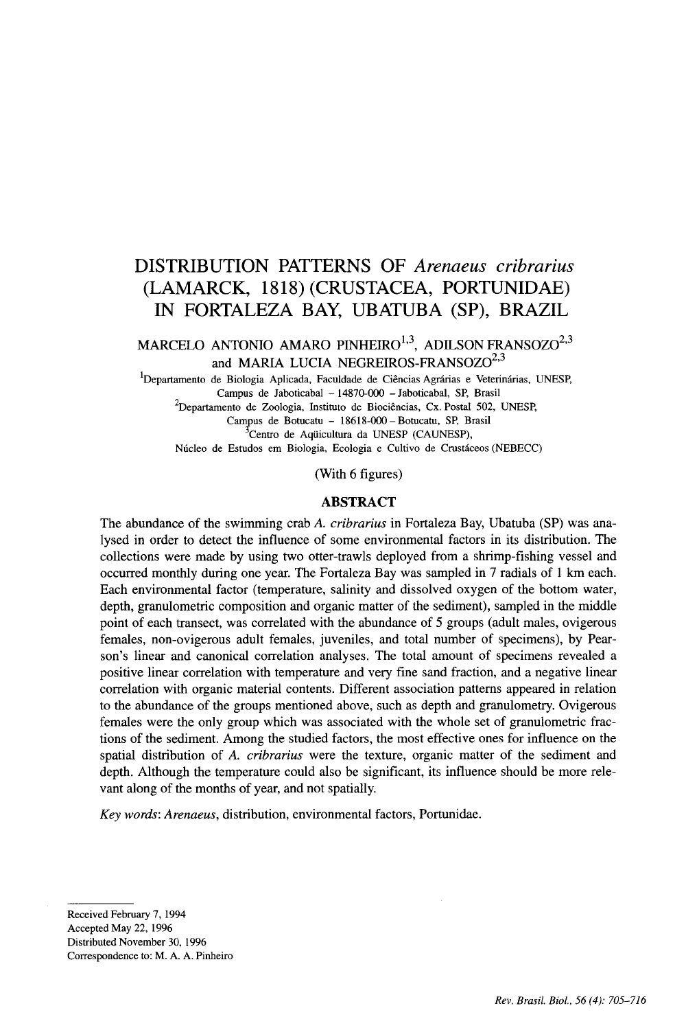# DISTRIBUTION PATTERNS OF *Arenaeus cribrarius* (LAMARCK, 1818) (CRUSTACEA, PORTUNIDAE) IN FORTALEZA BAY, UBATUBA (SP), BRAZIL

MARCELO ANTONIO AMARO PINHEIRO[1,3], ADILSON FRANSOZO[2,3] and MARIA LUCIA NEGREIROS-FRANSOZO[2,3]

[1]Departamento de Biologia Aplicada, Faculdade de Ciências Agrárias e Veterinárias, UNESP, Campus de Jaboticabal – 14870-000 – Jaboticabal, SP, Brasil

[2]Departamento de Zoologia, Instituto de Biociências, Cx. Postal 502, UNESP, Campus de Botucatu – 18618-000 – Botucatu, SP, Brasil

[3]Centro de Aqüicultura da UNESP (CAUNESP), Núcleo de Estudos em Biologia, Ecologia e Cultivo de Crustáceos (NEBECC)

(With 6 figures)

## ABSTRACT

The abundance of the swimming crab *A. cribrarius* in Fortaleza Bay, Ubatuba (SP) was analysed in order to detect the influence of some environmental factors in its distribution. The collections were made by using two otter-trawls deployed from a shrimp-fishing vessel and occurred monthly during one year. The Fortaleza Bay was sampled in 7 radials of 1 km each. Each environmental factor (temperature, salinity and dissolved oxygen of the bottom water, depth, granulometric composition and organic matter of the sediment), sampled in the middle point of each transect, was correlated with the abundance of 5 groups (adult males, ovigerous females, non-ovigerous adult females, juveniles, and total number of specimens), by Pearson's linear and canonical correlation analyses. The total amount of specimens revealed a positive linear correlation with temperature and very fine sand fraction, and a negative linear correlation with organic material contents. Different association patterns appeared in relation to the abundance of the groups mentioned above, such as depth and granulometry. Ovigerous females were the only group which was associated with the whole set of granulometric fractions of the sediment. Among the studied factors, the most effective ones for influence on the spatial distribution of *A. cribrarius* were the texture, organic matter of the sediment and depth. Although the temperature could also be significant, its influence should be more relevant along of the months of year, and not spatially.

*Key words*: *Arenaeus*, distribution, environmental factors, Portunidae.

---

Received February 7, 1994
Accepted May 22, 1996
Distributed November 30, 1996
Correspondence to: M. A. A. Pinheiro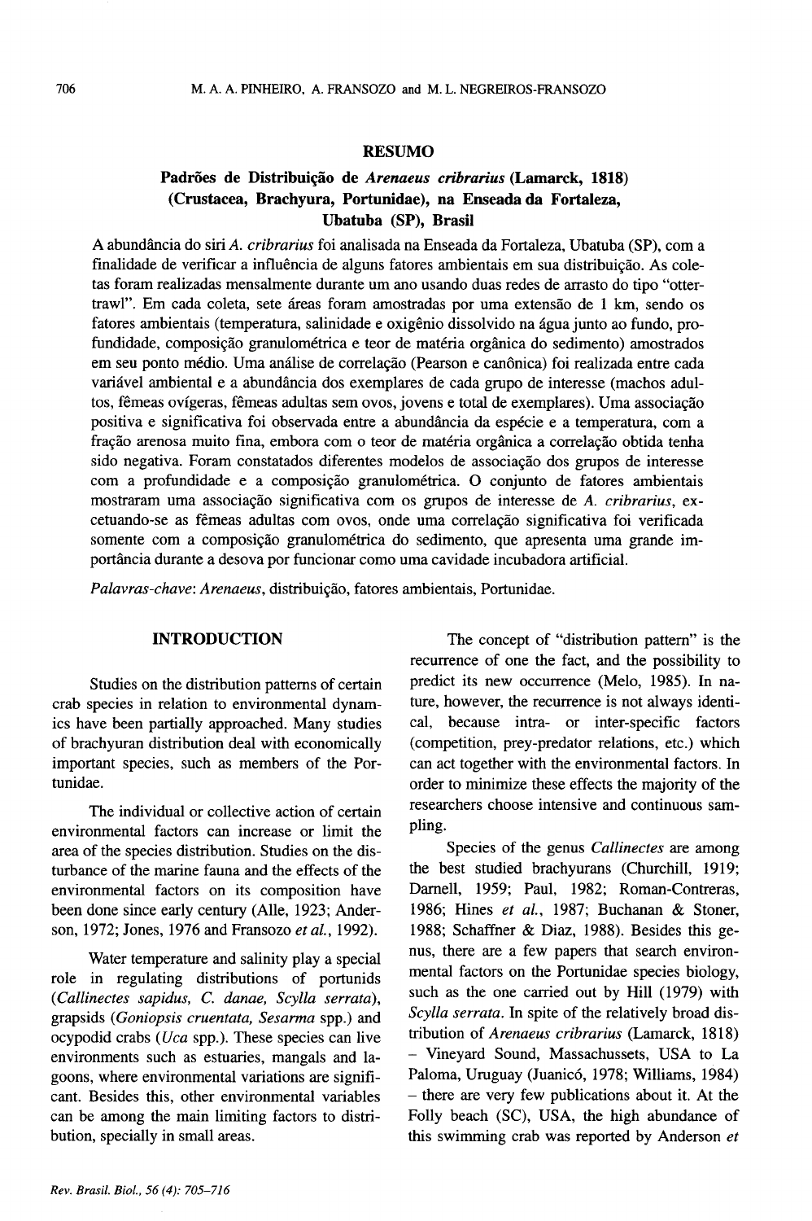## RESUMO

### Padrões de Distribuição de *Arenaeus cribrarius* (Lamarck, 1818) (Crustacea, Brachyura, Portunidae), na Enseada da Fortaleza, Ubatuba (SP), Brasil

A abundância do siri *A. cribrarius* foi analisada na Enseada da Fortaleza, Ubatuba (SP), com a finalidade de verificar a influência de alguns fatores ambientais em sua distribuição. As coletas foram realizadas mensalmente durante um ano usando duas redes de arrasto do tipo "otter-trawl". Em cada coleta, sete áreas foram amostradas por uma extensão de 1 km, sendo os fatores ambientais (temperatura, salinidade e oxigênio dissolvido na água junto ao fundo, profundidade, composição granulométrica e teor de matéria orgânica do sedimento) amostrados em seu ponto médio. Uma análise de correlação (Pearson e canônica) foi realizada entre cada variável ambiental e a abundância dos exemplares de cada grupo de interesse (machos adultos, fêmeas ovígeras, fêmeas adultas sem ovos, jovens e total de exemplares). Uma associação positiva e significativa foi observada entre a abundância da espécie e a temperatura, com a fração arenosa muito fina, embora com o teor de matéria orgânica a correlação obtida tenha sido negativa. Foram constatados diferentes modelos de associação dos grupos de interesse com a profundidade e a composição granulométrica. O conjunto de fatores ambientais mostraram uma associação significativa com os grupos de interesse de *A. cribrarius*, excetuando-se as fêmeas adultas com ovos, onde uma correlação significativa foi verificada somente com a composição granulométrica do sedimento, que apresenta uma grande importância durante a desova por funcionar como uma cavidade incubadora artificial.

*Palavras-chave*: *Arenaeus*, distribuição, fatores ambientais, Portunidae.

## INTRODUCTION

Studies on the distribution patterns of certain crab species in relation to environmental dynamics have been partially approached. Many studies of brachyuran distribution deal with economically important species, such as members of the Portunidae.

The individual or collective action of certain environmental factors can increase or limit the area of the species distribution. Studies on the disturbance of the marine fauna and the effects of the environmental factors on its composition have been done since early century (Alle, 1923; Anderson, 1972; Jones, 1976 and Fransozo *et al.*, 1992).

Water temperature and salinity play a special role in regulating distributions of portunids (*Callinectes sapidus, C. danae, Scylla serrata*), grapsids (*Goniopsis cruentata, Sesarma* spp.) and ocypodid crabs (*Uca* spp.). These species can live environments such as estuaries, mangals and lagoons, where environmental variations are significant. Besides this, other environmental variables can be among the main limiting factors to distribution, specially in small areas.

The concept of "distribution pattern" is the recurrence of one the fact, and the possibility to predict its new occurrence (Melo, 1985). In nature, however, the recurrence is not always identical, because intra- or inter-specific factors (competition, prey-predator relations, etc.) which can act together with the environmental factors. In order to minimize these effects the majority of the researchers choose intensive and continuous sampling.

Species of the genus *Callinectes* are among the best studied brachyurans (Churchill, 1919; Darnell, 1959; Paul, 1982; Roman-Contreras, 1986; Hines *et al.*, 1987; Buchanan & Stoner, 1988; Schaffner & Diaz, 1988). Besides this genus, there are a few papers that search environmental factors on the Portunidae species biology, such as the one carried out by Hill (1979) with *Scylla serrata*. In spite of the relatively broad distribution of *Arenaeus cribrarius* (Lamarck, 1818) – Vineyard Sound, Massachussets, USA to La Paloma, Uruguay (Juanicó, 1978; Williams, 1984) – there are very few publications about it. At the Folly beach (SC), USA, the high abundance of this swimming crab was reported by Anderson *et*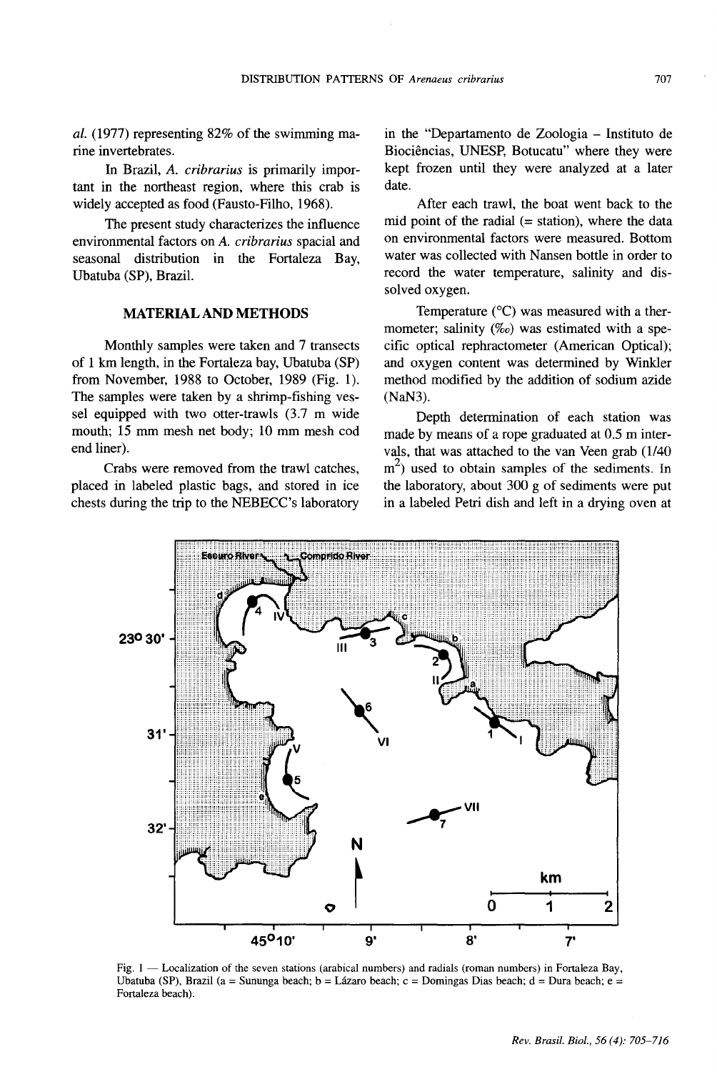*al.* (1977) representing 82% of the swimming marine invertebrates.

In Brazil, *A. cribrarius* is primarily important in the northeast region, where this crab is widely accepted as food (Fausto-Filho, 1968).

The present study characterizes the influence environmental factors on *A. cribrarius* spacial and seasonal distribution in the Fortaleza Bay, Ubatuba (SP), Brazil.

## MATERIAL AND METHODS

Monthly samples were taken and 7 transects of 1 km length, in the Fortaleza bay, Ubatuba (SP) from November, 1988 to October, 1989 (Fig. 1). The samples were taken by a shrimp-fishing vessel equipped with two otter-trawls (3.7 m wide mouth; 15 mm mesh net body; 10 mm mesh cod end liner).

Crabs were removed from the trawl catches, placed in labeled plastic bags, and stored in ice chests during the trip to the NEBECC's laboratory in the "Departamento de Zoologia – Instituto de Biociências, UNESP, Botucatu" where they were kept frozen until they were analyzed at a later date.

After each trawl, the boat went back to the mid point of the radial (= station), where the data on environmental factors were measured. Bottom water was collected with Nansen bottle in order to record the water temperature, salinity and dissolved oxygen.

Temperature (°C) was measured with a thermometer; salinity (‰) was estimated with a specific optical rephractometer (American Optical); and oxygen content was determined by Winkler method modified by the addition of sodium azide ($NaN_3$).

Depth determination of each station was made by means of a rope graduated at 0.5 m intervals, that was attached to the van Veen grab (1/40 $m^2$) used to obtain samples of the sediments. In the laboratory, about 300 g of sediments were put in a labeled Petri dish and left in a drying oven at

Fig. 1 — Localization of the seven stations (arabical numbers) and radials (roman numbers) in Fortaleza Bay, Ubatuba (SP), Brazil (a = Sununga beach; b = Lázaro beach; c = Domingas Dias beach; d = Dura beach; e = Fortaleza beach).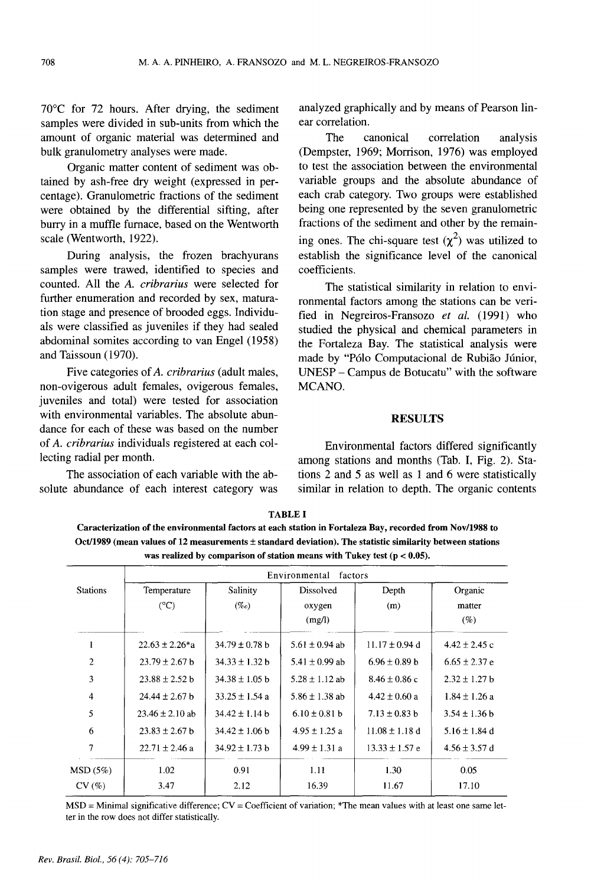70°C for 72 hours. After drying, the sediment samples were divided in sub-units from which the amount of organic material was determined and bulk granulometry analyses were made.

Organic matter content of sediment was obtained by ash-free dry weight (expressed in percentage). Granulometric fractions of the sediment were obtained by the differential sifting, after burry in a muffle furnace, based on the Wentworth scale (Wentworth, 1922).

During analysis, the frozen brachyurans samples were trawed, identified to species and counted. All the *A. cribrarius* were selected for further enumeration and recorded by sex, maturation stage and presence of brooded eggs. Individuals were classified as juveniles if they had sealed abdominal somites according to van Engel (1958) and Taissoun (1970).

Five categories of *A. cribrarius* (adult males, non-ovigerous adult females, ovigerous females, juveniles and total) were tested for association with environmental variables. The absolute abundance for each of these was based on the number of *A. cribrarius* individuals registered at each collecting radial per month.

The association of each variable with the absolute abundance of each interest category was analyzed graphically and by means of Pearson linear correlation.

The canonical correlation analysis (Dempster, 1969; Morrison, 1976) was employed to test the association between the environmental variable groups and the absolute abundance of each crab category. Two groups were established being one represented by the seven granulometric fractions of the sediment and other by the remaining ones. The chi-square test ($\chi^2$) was utilized to establish the significance level of the canonical coefficients.

The statistical similarity in relation to environmental factors among the stations can be verified in Negreiros-Fransozo *et al.* (1991) who studied the physical and chemical parameters in the Fortaleza Bay. The statistical analysis were made by "Pólo Computacional de Rubião Júnior, UNESP – Campus de Botucatu" with the software MCANO.

## RESULTS

Environmental factors differed significantly among stations and months (Tab. I, Fig. 2). Stations 2 and 5 as well as 1 and 6 were statistically similar in relation to depth. The organic contents

**TABLE I**

**Caracterization of the environmental factors at each station in Fortaleza Bay, recorded from Nov/1988 to Oct/1989 (mean values of 12 measurements ± standard deviation). The statistic similarity between stations was realized by comparison of station means with Tukey test ($p < 0.05$).**

| Stations | Environmental factors | | | | |
|---|---|---|---|---|---|
| | Temperature (°C) | Salinity (‰) | Dissolved oxygen (mg/l) | Depth (m) | Organic matter (%) |
| 1 | 22.63 ± 2.26*a | 34.79 ± 0.78 b | 5.61 ± 0.94 ab | 11.17 ± 0.94 d | 4.42 ± 2.45 c |
| 2 | 23.79 ± 2.67 b | 34.33 ± 1.32 b | 5.41 ± 0.99 ab | 6.96 ± 0.89 b | 6.65 ± 2.37 e |
| 3 | 23.88 ± 2.52 b | 34.38 ± 1.05 b | 5.28 ± 1.12 ab | 8.46 ± 0.86 c | 2.32 ± 1.27 b |
| 4 | 24.44 ± 2.67 b | 33.25 ± 1.54 a | 5.86 ± 1.38 ab | 4.42 ± 0.60 a | 1.84 ± 1.26 a |
| 5 | 23.46 ± 2.10 ab | 34.42 ± 1.14 b | 6.10 ± 0.81 b | 7.13 ± 0.83 b | 3.54 ± 1.36 b |
| 6 | 23.83 ± 2.67 b | 34.42 ± 1.06 b | 4.95 ± 1.25 a | 11.08 ± 1.18 d | 5.16 ± 1.84 d |
| 7 | 22.71 ± 2.46 a | 34.92 ± 1.73 b | 4.99 ± 1.31 a | 13.33 ± 1.57 e | 4.56 ± 3.57 d |
| MSD (5%) | 1.02 | 0.91 | 1.11 | 1.30 | 0.05 |
| CV (%) | 3.47 | 2.12 | 16.39 | 11.67 | 17.10 |

MSD = Minimal significative difference; CV = Coefficient of variation; *The mean values with at least one same letter in the row does not differ statistically.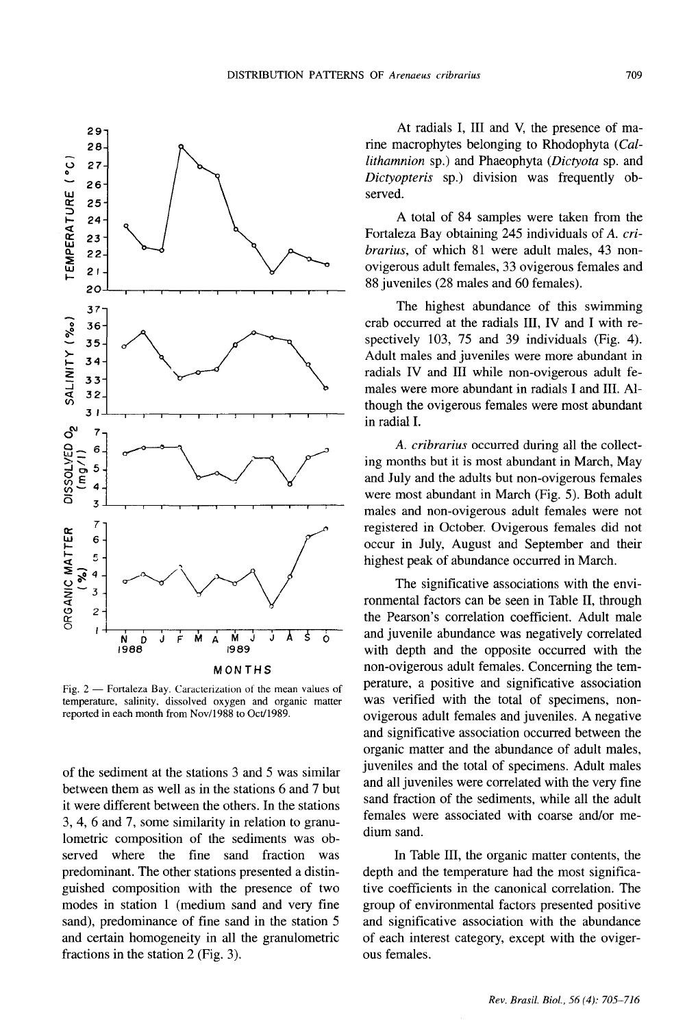Fig. 2 — Fortaleza Bay. Caracterization of the mean values of temperature, salinity, dissolved oxygen and organic matter reported in each month from Nov/1988 to Oct/1989.

of the sediment at the stations 3 and 5 was similar between them as well as in the stations 6 and 7 but it were different between the others. In the stations 3, 4, 6 and 7, some similarity in relation to granulometric composition of the sediments was observed where the fine sand fraction was predominant. The other stations presented a distinguished composition with the presence of two modes in station 1 (medium sand and very fine sand), predominance of fine sand in the station 5 and certain homogeneity in all the granulometric fractions in the station 2 (Fig. 3).

At radials I, III and V, the presence of marine macrophytes belonging to Rhodophyta (*Callithamnion* sp.) and Phaeophyta (*Dictyota* sp. and *Dictyopteris* sp.) division was frequently observed.

A total of 84 samples were taken from the Fortaleza Bay obtaining 245 individuals of *A. cribrarius*, of which 81 were adult males, 43 non-ovigerous adult females, 33 ovigerous females and 88 juveniles (28 males and 60 females).

The highest abundance of this swimming crab occurred at the radials III, IV and I with respectively 103, 75 and 39 individuals (Fig. 4). Adult males and juveniles were more abundant in radials IV and III while non-ovigerous adult females were more abundant in radials I and III. Although the ovigerous females were most abundant in radial I.

*A. cribrarius* occurred during all the collecting months but it is most abundant in March, May and July and the adults but non-ovigerous females were most abundant in March (Fig. 5). Both adult males and non-ovigerous adult females were not registered in October. Ovigerous females did not occur in July, August and September and their highest peak of abundance occurred in March.

The significative associations with the environmental factors can be seen in Table II, through the Pearson's correlation coefficient. Adult male and juvenile abundance was negatively correlated with depth and the opposite occurred with the non-ovigerous adult females. Concerning the temperature, a positive and significative association was verified with the total of specimens, non-ovigerous adult females and juveniles. A negative and significative association occurred between the organic matter and the abundance of adult males, juveniles and the total of specimens. Adult males and all juveniles were correlated with the very fine sand fraction of the sediments, while all the adult females were associated with coarse and/or medium sand.

In Table III, the organic matter contents, the depth and the temperature had the most significative coefficients in the canonical correlation. The group of environmental factors presented positive and significative association with the abundance of each interest category, except with the ovigerous females.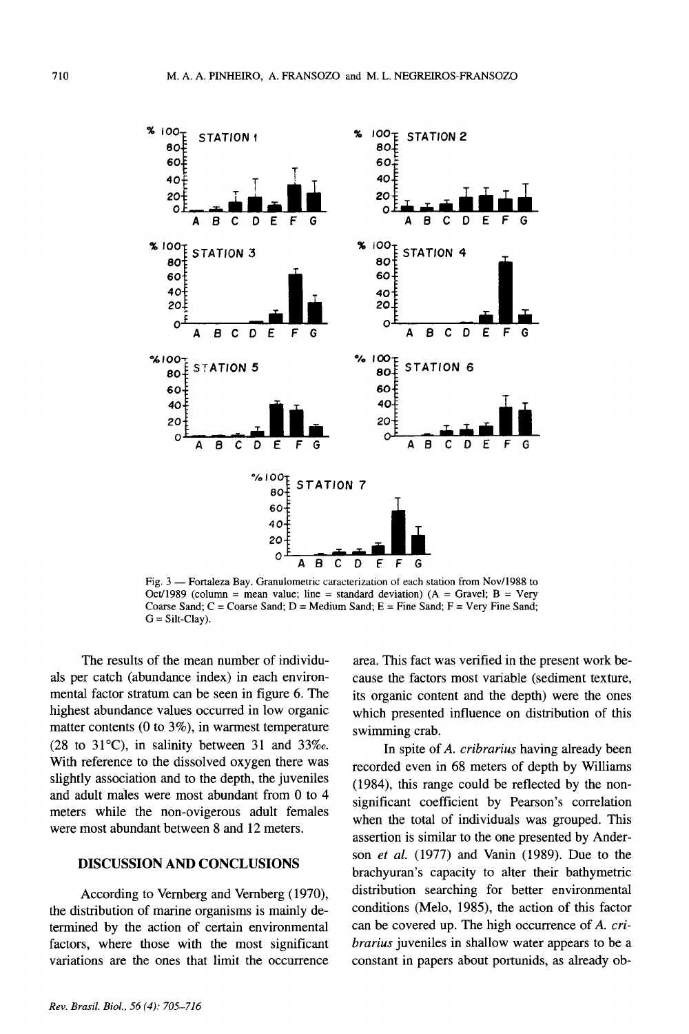Fig. 3 — Fortaleza Bay. Granulometric caracterization of each station from Nov/1988 to Oct/1989 (column = mean value; line = standard deviation) (A = Gravel; B = Very Coarse Sand; C = Coarse Sand; D = Medium Sand; E = Fine Sand; F = Very Fine Sand; G = Silt-Clay).

The results of the mean number of individuals per catch (abundance index) in each environmental factor stratum can be seen in figure 6. The highest abundance values occurred in low organic matter contents (0 to 3%), in warmest temperature (28 to 31°C), in salinity between 31 and 33‰. With reference to the dissolved oxygen there was slightly association and to the depth, the juveniles and adult males were most abundant from 0 to 4 meters while the non-ovigerous adult females were most abundant between 8 and 12 meters.

## DISCUSSION AND CONCLUSIONS

According to Vernberg and Vernberg (1970), the distribution of marine organisms is mainly determined by the action of certain environmental factors, where those with the most significant variations are the ones that limit the occurrence area. This fact was verified in the present work because the factors most variable (sediment texture, its organic content and the depth) were the ones which presented influence on distribution of this swimming crab.

In spite of *A. cribrarius* having already been recorded even in 68 meters of depth by Williams (1984), this range could be reflected by the non-significant coefficient by Pearson's correlation when the total of individuals was grouped. This assertion is similar to the one presented by Anderson *et al.* (1977) and Vanin (1989). Due to the brachyuran's capacity to alter their bathymetric distribution searching for better environmental conditions (Melo, 1985), the action of this factor can be covered up. The high occurrence of *A. cribrarius* juveniles in shallow water appears to be a constant in papers about portunids, as already ob-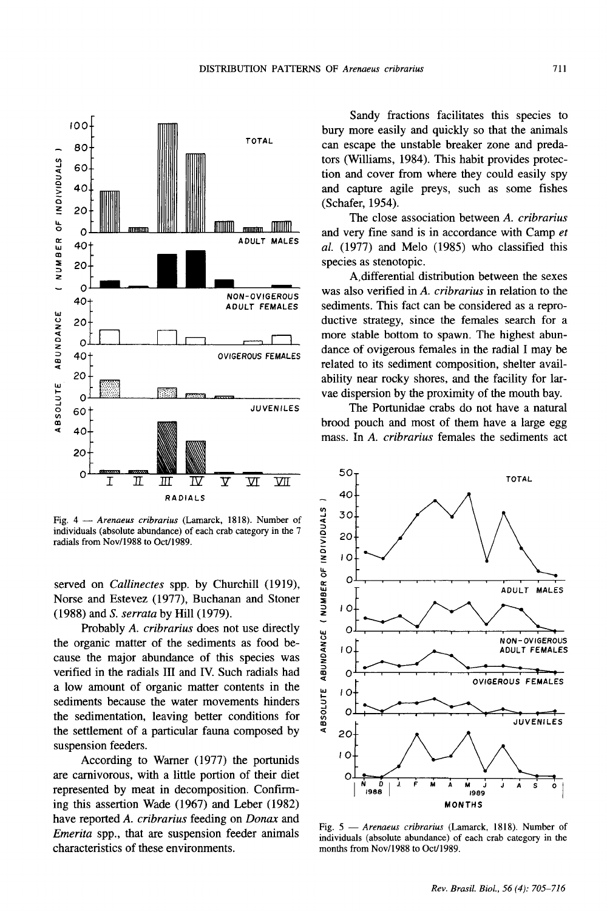Fig. 4 — *Arenaeus cribrarius* (Lamarck, 1818). Number of individuals (absolute abundance) of each crab category in the 7 radials from Nov/1988 to Oct/1989.

served on *Callinectes* spp. by Churchill (1919), Norse and Estevez (1977), Buchanan and Stoner (1988) and *S. serrata* by Hill (1979).

Probably *A. cribrarius* does not use directly the organic matter of the sediments as food because the major abundance of this species was verified in the radials III and IV. Such radials had a low amount of organic matter contents in the sediments because the water movements hinders the sedimentation, leaving better conditions for the settlement of a particular fauna composed by suspension feeders.

According to Warner (1977) the portunids are carnivorous, with a little portion of their diet represented by meat in decomposition. Confirming this assertion Wade (1967) and Leber (1982) have reported *A. cribrarius* feeding on *Donax* and *Emerita* spp., that are suspension feeder animals characteristics of these environments.

Sandy fractions facilitates this species to bury more easily and quickly so that the animals can escape the unstable breaker zone and predators (Williams, 1984). This habit provides protection and cover from where they could easily spy and capture agile preys, such as some fishes (Schafer, 1954).

The close association between *A. cribrarius* and very fine sand is in accordance with Camp *et al.* (1977) and Melo (1985) who classified this species as stenotopic.

A differential distribution between the sexes was also verified in *A. cribrarius* in relation to the sediments. This fact can be considered as a reproductive strategy, since the females search for a more stable bottom to spawn. The highest abundance of ovigerous females in the radial I may be related to its sediment composition, shelter availability near rocky shores, and the facility for larvae dispersion by the proximity of the mouth bay.

The Portunidae crabs do not have a natural brood pouch and most of them have a large egg mass. In *A. cribrarius* females the sediments act

Fig. 5 — *Arenaeus cribrarius* (Lamarck, 1818). Number of individuals (absolute abundance) of each crab category in the months from Nov/1988 to Oct/1989.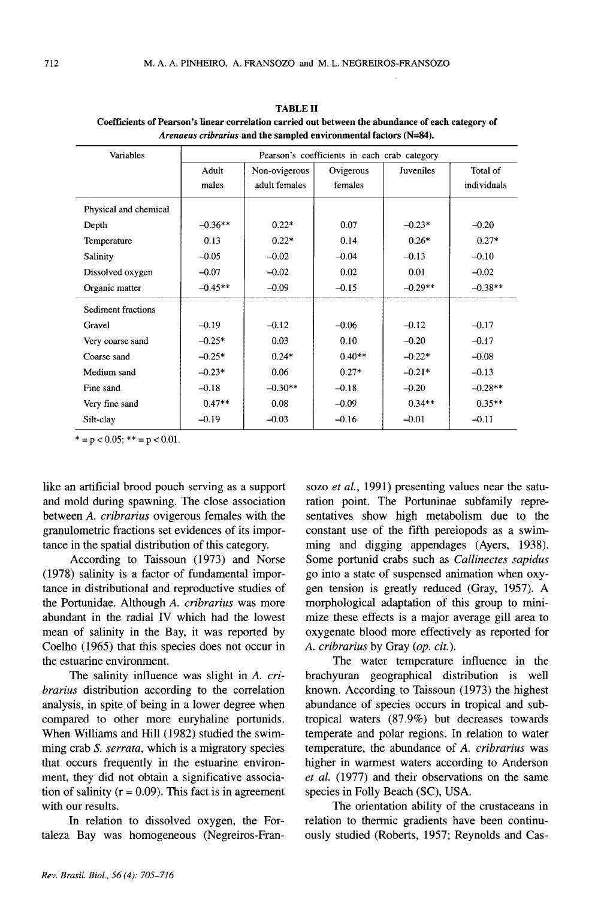**TABLE II**
**Coefficients of Pearson's linear correlation carried out between the abundance of each category of *Arenaeus cribrarius* and the sampled environmental factors (N=84).**

| Variables | Pearson's coefficients in each crab category | | | | |
|---|---|---|---|---|---|
| | Adult males | Non-ovigerous adult females | Ovigerous females | Juveniles | Total of individuals |
| **Physical and chemical** | | | | | |
| Depth | –0.36** | 0.22* | 0.07 | –0.23* | –0.20 |
| Temperature | 0.13 | 0.22* | 0.14 | 0.26* | 0.27* |
| Salinity | –0.05 | –0.02 | –0.04 | –0.13 | –0.10 |
| Dissolved oxygen | –0.07 | –0.02 | 0.02 | 0.01 | –0.02 |
| Organic matter | –0.45** | –0.09 | –0.15 | –0.29** | –0.38** |
| **Sediment fractions** | | | | | |
| Gravel | –0.19 | –0.12 | –0.06 | –0.12 | –0.17 |
| Very coarse sand | –0.25* | 0.03 | 0.10 | –0.20 | –0.17 |
| Coarse sand | –0.25* | 0.24* | 0.40** | –0.22* | –0.08 |
| Medium sand | –0.23* | 0.06 | 0.27* | –0.21* | –0.13 |
| Fine sand | –0.18 | –0.30** | –0.18 | –0.20 | –0.28** |
| Very fine sand | 0.47** | 0.08 | –0.09 | 0.34** | 0.35** |
| Silt-clay | –0.19 | –0.03 | –0.16 | –0.01 | –0.11 |

* = $p < 0.05$; ** = $p < 0.01$.

like an artificial brood pouch serving as a support and mold during spawning. The close association between *A. cribrarius* ovigerous females with the granulometric fractions set evidences of its importance in the spatial distribution of this category.

According to Taissoun (1973) and Norse (1978) salinity is a factor of fundamental importance in distributional and reproductive studies of the Portunidae. Although *A. cribrarius* was more abundant in the radial IV which had the lowest mean of salinity in the Bay, it was reported by Coelho (1965) that this species does not occur in the estuarine environment.

The salinity influence was slight in *A. cribrarius* distribution according to the correlation analysis, in spite of being in a lower degree when compared to other more euryhaline portunids. When Williams and Hill (1982) studied the swimming crab *S. serrata*, which is a migratory species that occurs frequently in the estuarine environment, they did not obtain a significative association of salinity ($r = 0.09$). This fact is in agreement with our results.

In relation to dissolved oxygen, the Fortaleza Bay was homogeneous (Negreiros-Fransozo *et al.*, 1991) presenting values near the saturation point. The Portuninae subfamily representatives show high metabolism due to the constant use of the fifth pereiopods as a swimming and digging appendages (Ayers, 1938). Some portunid crabs such as *Callinectes sapidus* go into a state of suspensed animation when oxygen tension is greatly reduced (Gray, 1957). A morphological adaptation of this group to minimize these effects is a major average gill area to oxygenate blood more effectively as reported for *A. cribrarius* by Gray (*op. cit.*).

The water temperature influence in the brachyuran geographical distribution is well known. According to Taissoun (1973) the highest abundance of species occurs in tropical and subtropical waters (87.9%) but decreases towards temperate and polar regions. In relation to water temperature, the abundance of *A. cribrarius* was higher in warmest waters according to Anderson *et al.* (1977) and their observations on the same species in Folly Beach (SC), USA.

The orientation ability of the crustaceans in relation to thermic gradients have been continuously studied (Roberts, 1957; Reynolds and Cas-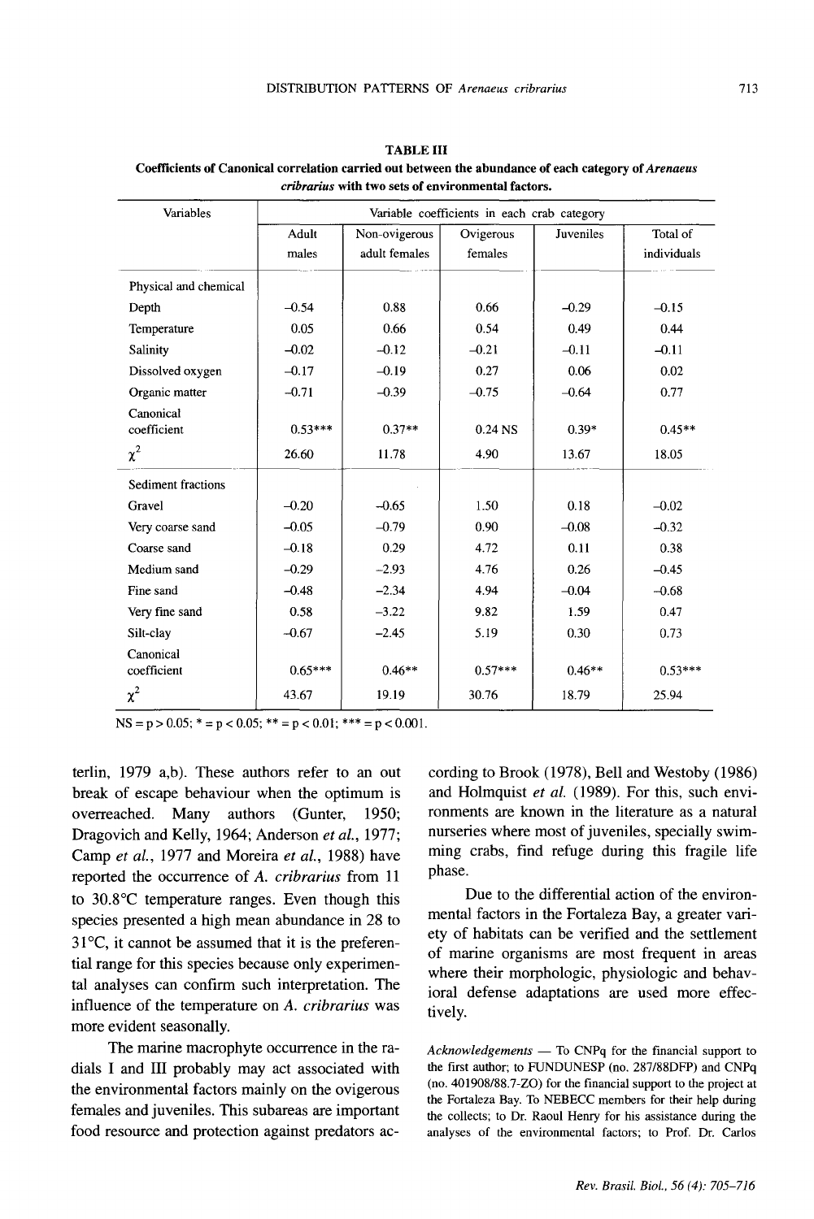**TABLE III**

**Coefficients of Canonical correlation carried out between the abundance of each category of *Arenaeus cribrarius* with two sets of environmental factors.**

| Variables | Variable coefficients in each crab category | | | | |
|---|---|---|---|---|---|
| | Adult males | Non-ovigerous adult females | Ovigerous females | Juveniles | Total of individuals |
| Physical and chemical | | | | | |
| Depth | –0.54 | 0.88 | 0.66 | –0.29 | –0.15 |
| Temperature | 0.05 | 0.66 | 0.54 | 0.49 | 0.44 |
| Salinity | –0.02 | –0.12 | –0.21 | –0.11 | –0.11 |
| Dissolved oxygen | –0.17 | –0.19 | 0.27 | 0.06 | 0.02 |
| Organic matter | –0.71 | –0.39 | –0.75 | –0.64 | 0.77 |
| Canonical coefficient | 0.53*** | 0.37** | 0.24 NS | 0.39* | 0.45** |
| $\chi^2$ | 26.60 | 11.78 | 4.90 | 13.67 | 18.05 |
| Sediment fractions | | | | | |
| Gravel | –0.20 | –0.65 | 1.50 | 0.18 | –0.02 |
| Very coarse sand | –0.05 | –0.79 | 0.90 | –0.08 | –0.32 |
| Coarse sand | –0.18 | 0.29 | 4.72 | 0.11 | 0.38 |
| Medium sand | –0.29 | –2.93 | 4.76 | 0.26 | –0.45 |
| Fine sand | –0.48 | –2.34 | 4.94 | –0.04 | –0.68 |
| Very fine sand | 0.58 | –3.22 | 9.82 | 1.59 | 0.47 |
| Silt-clay | –0.67 | –2.45 | 5.19 | 0.30 | 0.73 |
| Canonical coefficient | 0.65*** | 0.46** | 0.57*** | 0.46** | 0.53*** |
| $\chi^2$ | 43.67 | 19.19 | 30.76 | 18.79 | 25.94 |

NS = $p > 0.05$; * = $p < 0.05$; ** = $p < 0.01$; *** = $p < 0.001$.

terlin, 1979 a,b). These authors refer to an out break of escape behaviour when the optimum is overreached. Many authors (Gunter, 1950; Dragovich and Kelly, 1964; Anderson *et al.*, 1977; Camp *et al.*, 1977 and Moreira *et al.*, 1988) have reported the occurrence of *A. cribrarius* from 11 to 30.8°C temperature ranges. Even though this species presented a high mean abundance in 28 to 31°C, it cannot be assumed that it is the preferential range for this species because only experimental analyses can confirm such interpretation. The influence of the temperature on *A. cribrarius* was more evident seasonally.

The marine macrophyte occurrence in the radials I and III probably may act associated with the environmental factors mainly on the ovigerous females and juveniles. This subareas are important food resource and protection against predators according to Brook (1978), Bell and Westoby (1986) and Holmquist *et al.* (1989). For this, such environments are known in the literature as a natural nurseries where most of juveniles, specially swimming crabs, find refuge during this fragile life phase.

Due to the differential action of the environmental factors in the Fortaleza Bay, a greater variety of habitats can be verified and the settlement of marine organisms are most frequent in areas where their morphologic, physiologic and behavioral defense adaptations are used more effectively.

*Acknowledgements* — To CNPq for the financial support to the first author; to FUNDUNESP (no. 287/88DFP) and CNPq (no. 401908/88.7-ZO) for the financial support to the project at the Fortaleza Bay. To NEBECC members for their help during the collects; to Dr. Raoul Henry for his assistance during the analyses of the environmental factors; to Prof. Dr. Carlos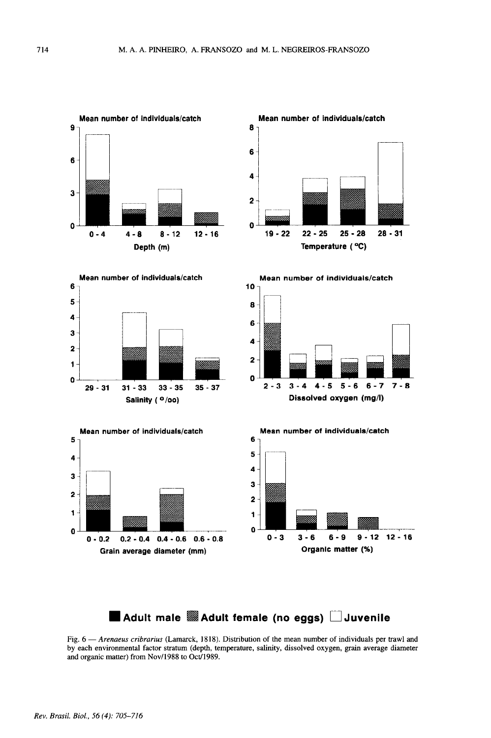Fig. 6 — *Arenaeus cribrarius* (Lamarck, 1818). Distribution of the mean number of individuals per trawl and by each environmental factor stratum (depth, temperature, salinity, dissolved oxygen, grain average diameter and organic matter) from Nov/1988 to Oct/1989.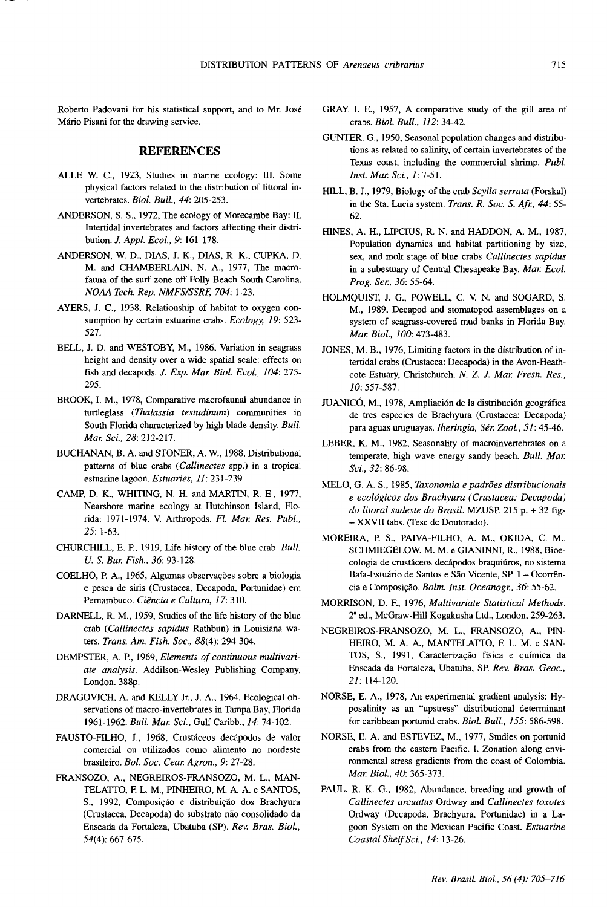Roberto Padovani for his statistical support, and to Mr. José Mário Pisani for the drawing service.

## REFERENCES

ALLE W. C., 1923, Studies in marine ecology: III. Some physical factors related to the distribution of littoral invertebrates. *Biol. Bull.*, *44*: 205-253.

ANDERSON, S. S., 1972, The ecology of Morecambe Bay: II. Intertidal invertebrates and factors affecting their distribution. *J. Appl. Ecol.*, *9*: 161-178.

ANDERSON, W. D., DIAS, J. K., DIAS, R. K., CUPKA, D. M. and CHAMBERLAIN, N. A., 1977, The macrofauna of the surf zone off Folly Beach South Carolina. *NOAA Tech. Rep. NMFS/SSRF, 704*: 1-23.

AYERS, J. C., 1938, Relationship of habitat to oxygen consumption by certain estuarine crabs. *Ecology, 19*: 523-527.

BELL, J. D. and WESTOBY, M., 1986, Variation in seagrass height and density over a wide spatial scale: effects on fish and decapods. *J. Exp. Mar. Biol. Ecol.*, *104*: 275-295.

BROOK, I. M., 1978, Comparative macrofaunal abundance in turtleglass (*Thalassia testudinum*) communities in South Florida characterized by high blade density. *Bull. Mar. Sci.*, *28*: 212-217.

BUCHANAN, B. A. and STONER, A. W., 1988, Distributional patterns of blue crabs (*Callinectes* spp.) in a tropical estuarine lagoon. *Estuaries, 11*: 231-239.

CAMP, D. K., WHITING, N. H. and MARTIN, R. E., 1977, Nearshore marine ecology at Hutchinson Island, Florida: 1971-1974. V. Arthropods. *Fl. Mar. Res. Publ.*, *25*: 1-63.

CHURCHILL, E. P., 1919, Life history of the blue crab. *Bull. U. S. Bur. Fish.*, *36*: 93-128.

COELHO, P. A., 1965, Algumas observações sobre a biologia e pesca de siris (Crustacea, Decapoda, Portunidae) em Pernambuco. *Ciência e Cultura, 17*: 310.

DARNELL, R. M., 1959, Studies of the life history of the blue crab (*Callinectes sapidus* Rathbun) in Louisiana waters. *Trans. Am. Fish. Soc.*, *88*(4): 294-304.

DEMPSTER, A. P., 1969, *Elements of continuous multivariate analysis*. Addilson-Wesley Publishing Company, London. 388p.

DRAGOVICH, A. and KELLY Jr., J. A., 1964, Ecological observations of macro-invertebrates in Tampa Bay, Florida 1961-1962. *Bull. Mar. Sci.*, Gulf Caribb., *14*: 74-102.

FAUSTO-FILHO, J., 1968, Crustáceos decápodos de valor comercial ou utilizados como alimento no nordeste brasileiro. *Bol. Soc. Cear. Agron.*, *9*: 27-28.

FRANSOZO, A., NEGREIROS-FRANSOZO, M. L., MANTELATTO, F. L. M., PINHEIRO, M. A. A. e SANTOS, S., 1992, Composição e distribuição dos Brachyura (Crustacea, Decapoda) do substrato não consolidado da Enseada da Fortaleza, Ubatuba (SP). *Rev. Bras. Biol.*, *54*(4): 667-675.

GRAY, I. E., 1957, A comparative study of the gill area of crabs. *Biol. Bull.*, *112*: 34-42.

GUNTER, G., 1950, Seasonal population changes and distributions as related to salinity, of certain invertebrates of the Texas coast, including the commercial shrimp. *Publ. Inst. Mar. Sci.*, *1*: 7-51.

HILL, B. J., 1979, Biology of the crab *Scylla serrata* (Forskal) in the Sta. Lucia system. *Trans. R. Soc. S. Afr.*, *44*: 55-62.

HINES, A. H., LIPCIUS, R. N. and HADDON, A. M., 1987, Population dynamics and habitat partitioning by size, sex, and molt stage of blue crabs *Callinectes sapidus* in a subestuary of Central Chesapeake Bay. *Mar. Ecol. Prog. Ser.*, *36*: 55-64.

HOLMQUIST, J. G., POWELL, C. V. N. and SOGARD, S. M., 1989, Decapod and stomatopod assemblages on a system of seagrass-covered mud banks in Florida Bay. *Mar. Biol.*, *100*: 473-483.

JONES, M. B., 1976, Limiting factors in the distribution of intertidal crabs (Crustacea: Decapoda) in the Avon-Heathcote Estuary, Christchurch. *N. Z. J. Mar. Fresh. Res.*, *10*: 557-587.

JUANICÓ, M., 1978, Ampliación de la distribución geográfica de tres especies de Brachyura (Crustacea: Decapoda) para aguas uruguayas. *Iheringia, Sér. Zool.*, *51*: 45-46.

LEBER, K. M., 1982, Seasonality of macroinvertebrates on a temperate, high wave energy sandy beach. *Bull. Mar. Sci.*, *32*: 86-98.

MELO, G. A. S., 1985, *Taxonomia e padrões distribucionais e ecológicos dos Brachyura (Crustacea: Decapoda) do litoral sudeste do Brasil*. MZUSP. 215 p. + 32 figs + XXVII tabs. (Tese de Doutorado).

MOREIRA, P. S., PAIVA-FILHO, A. M., OKIDA, C. M., SCHMIEGELOW, M. M. e GIANINNI, R., 1988, Bioecologia de crustáceos decápodos braquiúros, no sistema Baía-Estuário de Santos e São Vicente, SP. 1 – Ocorrência e Composição. *Bolm. Inst. Oceanogr.*, *36*: 55-62.

MORRISON, D. F., 1976, *Multivariate Statistical Methods*. 2ª ed., McGraw-Hill Kogakusha Ltd., London, 259-263.

NEGREIROS-FRANSOZO, M. L., FRANSOZO, A., PINHEIRO, M. A. A., MANTELATTO, F. L. M. e SANTOS, S., 1991, Caracterização física e química da Enseada da Fortaleza, Ubatuba, SP. *Rev. Bras. Geoc.*, *21*: 114-120.

NORSE, E. A., 1978, An experimental gradient analysis: Hyposalinity as an "upstress" distributional determinant for caribbean portunid crabs. *Biol. Bull.*, *155*: 586-598.

NORSE, E. A. and ESTEVEZ, M., 1977, Studies on portunid crabs from the eastern Pacific. I. Zonation along environmental stress gradients from the coast of Colombia. *Mar. Biol.*, *40*: 365-373.

PAUL, R. K. G., 1982, Abundance, breeding and growth of *Callinectes arcuatus* Ordway and *Callinectes toxotes* Ordway (Decapoda, Brachyura, Portunidae) in a Lagoon System on the Mexican Pacific Coast. *Estuarine Coastal Shelf Sci.*, *14*: 13-26.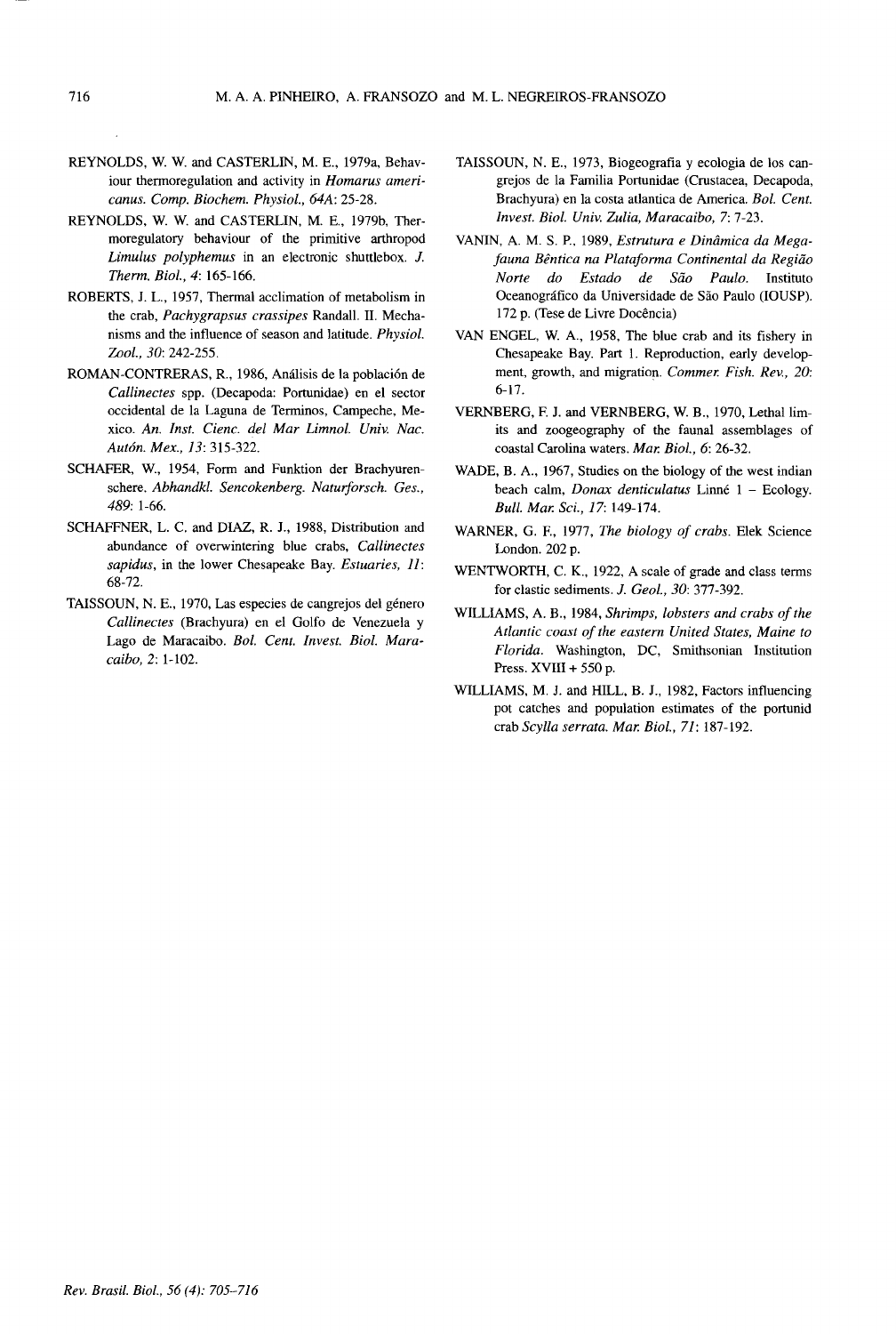REYNOLDS, W. W. and CASTERLIN, M. E., 1979a, Behaviour thermoregulation and activity in *Homarus americanus*. *Comp. Biochem. Physiol., 64A*: 25-28.

REYNOLDS, W. W. and CASTERLIN, M. E., 1979b, Thermoregulatory behaviour of the primitive arthropod *Limulus polyphemus* in an electronic shuttlebox. *J. Therm. Biol., 4*: 165-166.

ROBERTS, J. L., 1957, Thermal acclimation of metabolism in the crab, *Pachygrapsus crassipes* Randall. II. Mechanisms and the influence of season and latitude. *Physiol. Zool., 30*: 242-255.

ROMAN-CONTRERAS, R., 1986, Análisis de la población de *Callinectes* spp. (Decapoda: Portunidae) en el sector occidental de la Laguna de Terminos, Campeche, Mexico. *An. Inst. Cienc. del Mar Limnol. Univ. Nac. Autón. Mex., 13*: 315-322.

SCHAFER, W., 1954, Form and Funktion der Brachyurenschere. *Abhandkl. Sencokenberg. Naturforsch. Ges., 489*: 1-66.

SCHAFFNER, L. C. and DIAZ, R. J., 1988, Distribution and abundance of overwintering blue crabs, *Callinectes sapidus*, in the lower Chesapeake Bay. *Estuaries, 11*: 68-72.

TAISSOUN, N. E., 1970, Las especies de cangrejos del género *Callinectes* (Brachyura) en el Golfo de Venezuela y Lago de Maracaibo. *Bol. Cent. Invest. Biol. Maracaibo, 2*: 1-102.

TAISSOUN, N. E., 1973, Biogeografía y ecologia de los cangrejos de la Familia Portunidae (Crustacea, Decapoda, Brachyura) en la costa atlantica de America. *Bol. Cent. Invest. Biol. Univ. Zulia, Maracaibo, 7*: 7-23.

VANIN, A. M. S. P., 1989, *Estrutura e Dinâmica da Megafauna Bêntica na Plataforma Continental da Região Norte do Estado de São Paulo.* Instituto Oceanográfico da Universidade de São Paulo (IOUSP). 172 p. (Tese de Livre Docência)

VAN ENGEL, W. A., 1958, The blue crab and its fishery in Chesapeake Bay. Part 1. Reproduction, early development, growth, and migration. *Commer. Fish. Rev., 20*: 6-17.

VERNBERG, F. J. and VERNBERG, W. B., 1970, Lethal limits and zoogeography of the faunal assemblages of coastal Carolina waters. *Mar. Biol., 6*: 26-32.

WADE, B. A., 1967, Studies on the biology of the west indian beach calm, *Donax denticulatus* Linné 1 – Ecology. *Bull. Mar. Sci., 17*: 149-174.

WARNER, G. F., 1977, *The biology of crabs*. Elek Science London. 202 p.

WENTWORTH, C. K., 1922, A scale of grade and class terms for clastic sediments. *J. Geol., 30*: 377-392.

WILLIAMS, A. B., 1984, *Shrimps, lobsters and crabs of the Atlantic coast of the eastern United States, Maine to Florida*. Washington, DC, Smithsonian Institution Press. XVIII + 550 p.

WILLIAMS, M. J. and HILL, B. J., 1982, Factors influencing pot catches and population estimates of the portunid crab *Scylla serrata*. *Mar. Biol., 71*: 187-192.